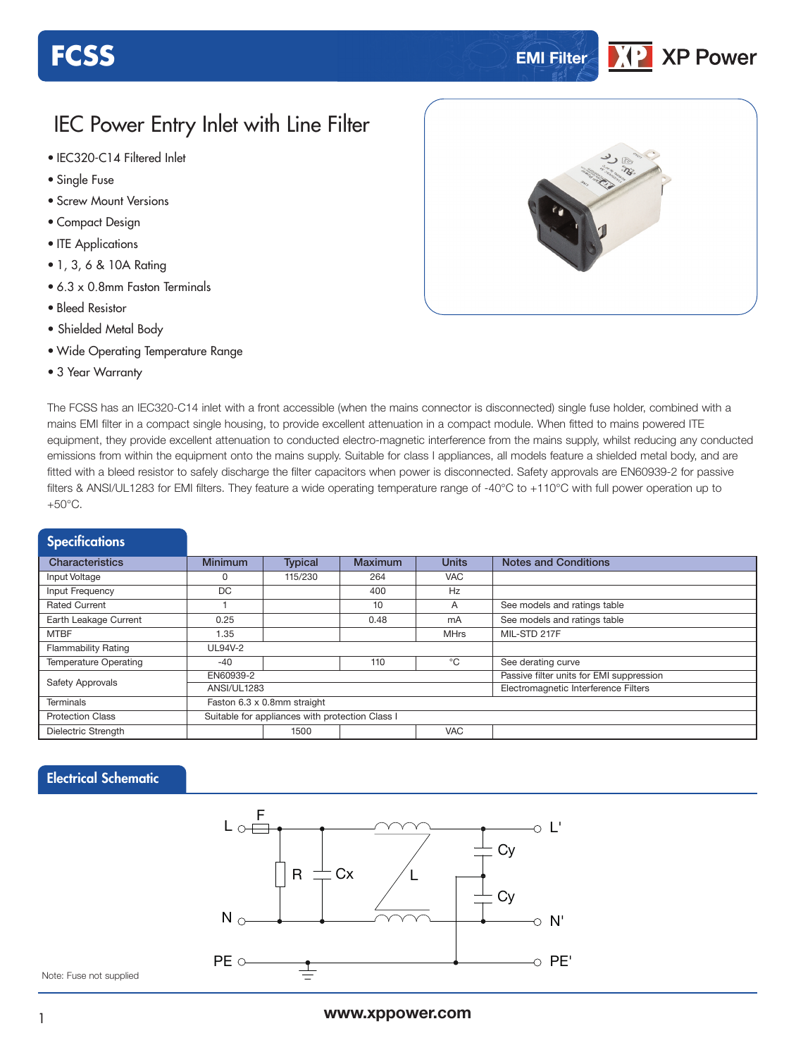# FCSS

EMI Filter

## IEC Power Entry Inlet with Line Filter

- IEC320-C14 Filtered Inlet
- Single Fuse
- Screw Mount Versions
- Compact Design
- ITE Applications
- 1, 3, 6 & 10A Rating
- 6.3 x 0.8mm Faston Terminals
- Bleed Resistor
- Shielded Metal Body
- Wide Operating Temperature Range
- 3 Year Warranty

The FCSS has an IEC320-C14 inlet with a front accessible (when the mains connector is disconnected) single fuse holder, combined with a mains EMI filter in a compact single housing, to provide excellent attenuation in a compact module. When fitted to mains powered ITE equipment, they provide excellent attenuation to conducted electro-magnetic interference from the mains supply, whilst reducing any conducted emissions from within the equipment onto the mains supply. Suitable for class I appliances, all models feature a shielded metal body, and are fitted with a bleed resistor to safely discharge the filter capacitors when power is disconnected. Safety approvals are EN60939-2 for passive filters & ANSI/UL1283 for EMI filters. They feature a wide operating temperature range of -40°C to +110°C with full power operation up to +50°C.

## Specifications

| Characteristics | Minimum | Typical | Maximum | Units | Notes and Conditions |
|---|---|---|---|---|---|
| Input Voltage | 0 | 115/230 | 264 | VAC | |
| Input Frequency | DC | | 400 | Hz | |
| Rated Current | 1 | | 10 | A | See models and ratings table |
| Earth Leakage Current | 0.25 | | 0.48 | mA | See models and ratings table |
| MTBF | 1.35 | | | MHrs | MIL-STD 217F |
| Flammability Rating | UL94V-2 | | | | |
| Temperature Operating | -40 | | 110 | °C | See derating curve |
| Safety Approvals | EN60939-2 | | | | Passive filter units for EMI suppression |
| | ANSI/UL1283 | | | | Electromagnetic Interference Filters |
| Terminals | Faston 6.3 x 0.8mm straight | | | | |
| Protection Class | Suitable for appliances with protection Class I | | | | |
| Dielectric Strength | | 1500 | | VAC | |

## Electrical Schematic

Note: Fuse not supplied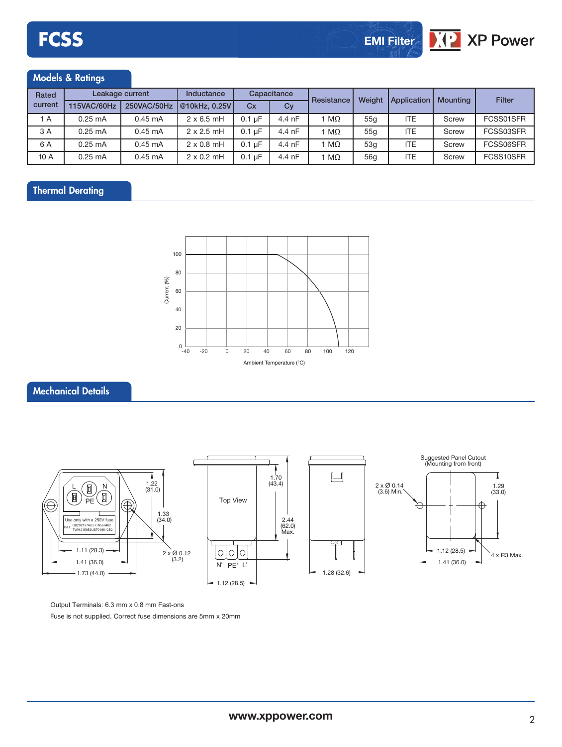## Models & Ratings

| Rated current | Leakage current | | Inductance | Capacitance | | Resistance | Weight | Application | Mounting | Filter |
|---|---|---|---|---|---|---|---|---|---|---|
| | 115VAC/60Hz | 250VAC/50Hz | @10kHz, 0.25V | Cx | Cy | | | | | |
| 1 A | 0.25 mA | 0.45 mA | 2 x 6.5 mH | 0.1 µF | 4.4 nF | 1 MΩ | 55g | ITE | Screw | FCSS01SFR |
| 3 A | 0.25 mA | 0.45 mA | 2 x 2.5 mH | 0.1 µF | 4.4 nF | 1 MΩ | 55g | ITE | Screw | FCSS03SFR |
| 6 A | 0.25 mA | 0.45 mA | 2 x 0.8 mH | 0.1 µF | 4.4 nF | 1 MΩ | 53g | ITE | Screw | FCSS06SFR |
| 10 A | 0.25 mA | 0.45 mA | 2 x 0.2 mH | 0.1 µF | 4.4 nF | 1 MΩ | 56g | ITE | Screw | FCSS10SFR |

## Thermal Derating

Current (%)

Ambient Temperature (°C)

## Mechanical Details

Suggested Panel Cutout (Mounting from front)

Output Terminals: 6.3 mm x 0.8 mm Fast-ons

Fuse is not supplied. Correct fuse dimensions are 5mm x 20mm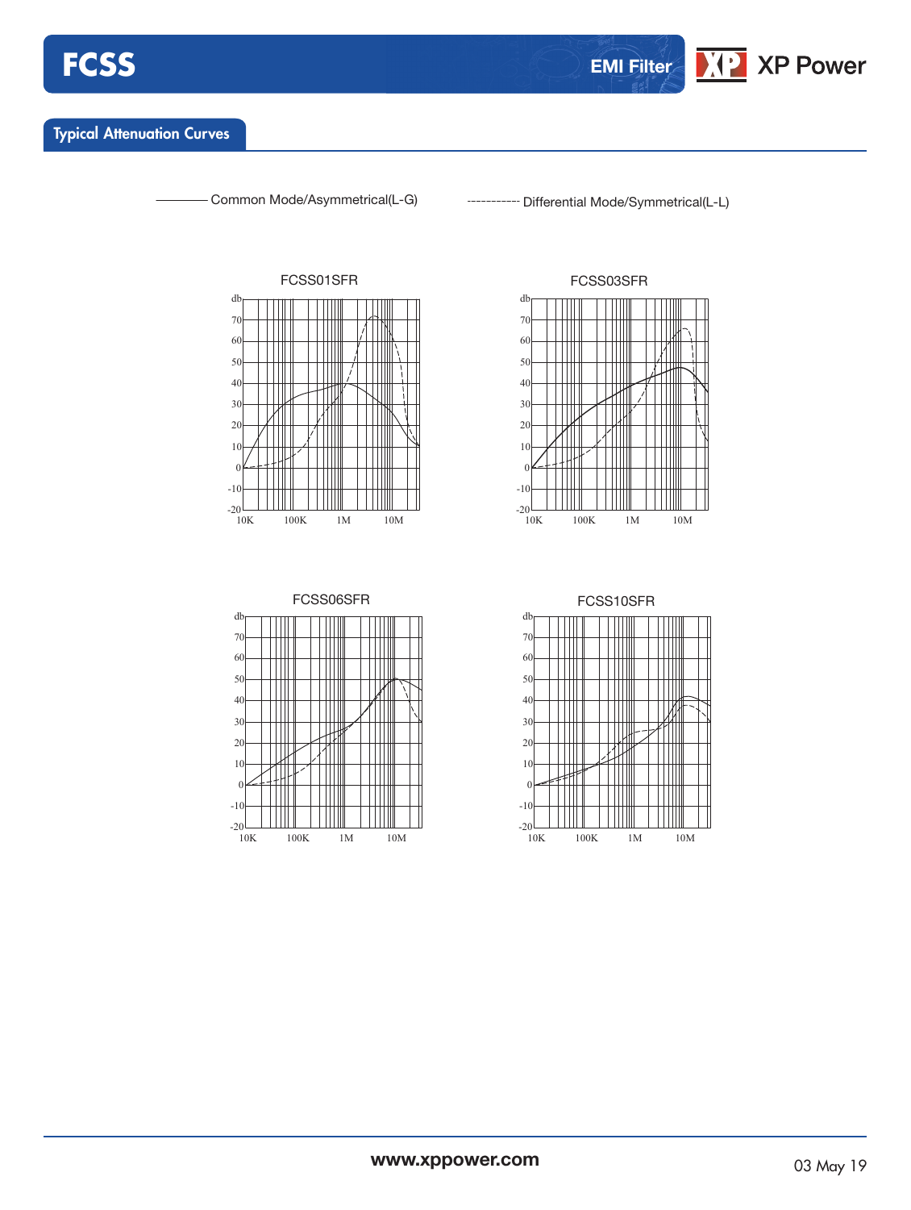## Typical Attenuation Curves

——— Common Mode/Asymmetrical(L-G)

----------- Differential Mode/Symmetrical(L-L)

FCSS01SFR

db
70
60
50
40
30
20
10
0
-10
-20
10K
100K
1M
10M

FCSS03SFR

db
70
60
50
40
30
20
10
0
-10
-20
10K
100K
1M
10M

FCSS06SFR

db
70
60
50
40
30
20
10
0
-10
-20
10K
100K
1M
10M

FCSS10SFR

db
70
60
50
40
30
20
10
0
-10
-20
10K
100K
1M
10M

www.xppower.com

03 May 19